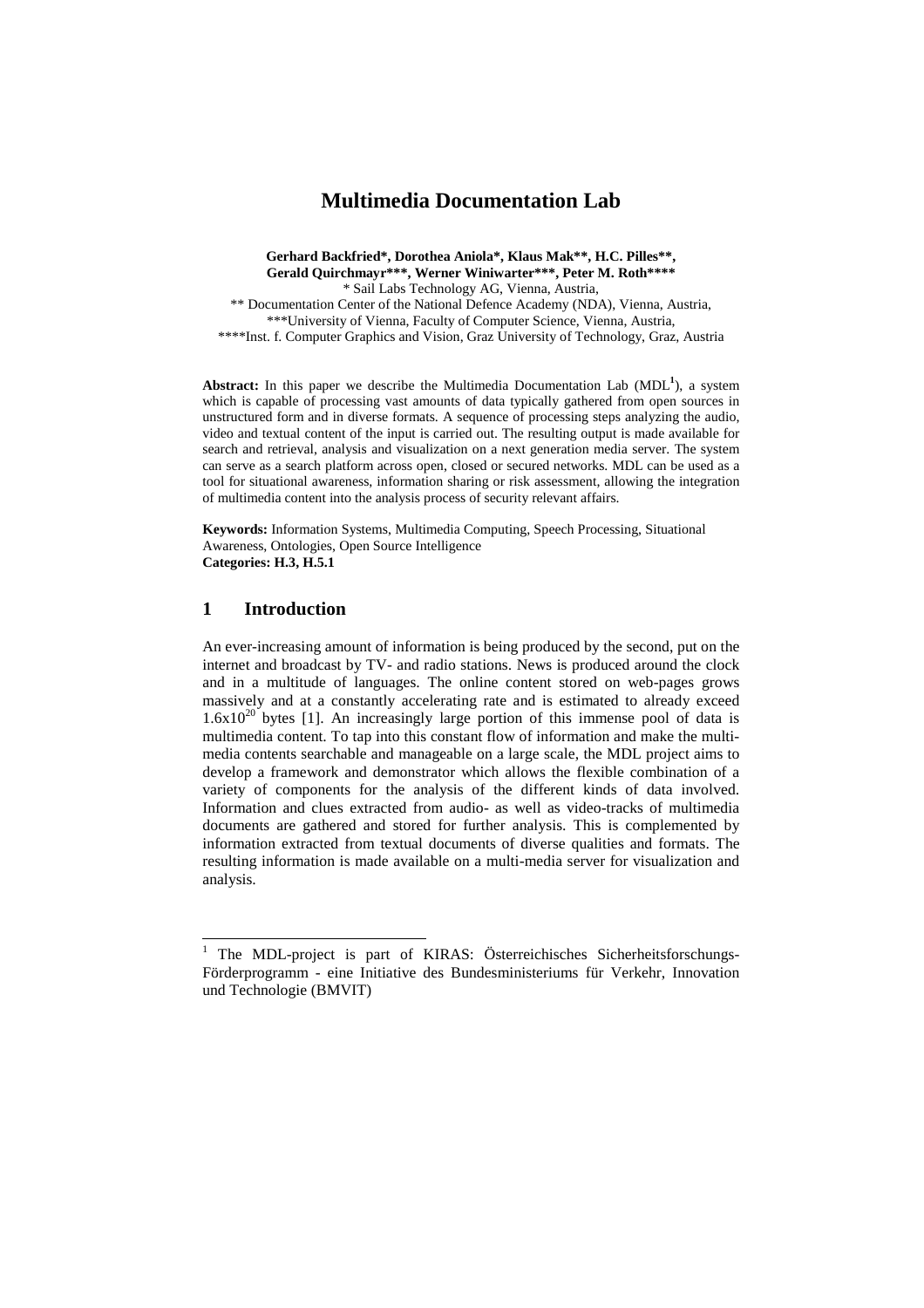# Multimedia Documentation Lab

**Gerhard Backfried*, Dorothea Aniola*, Klaus Mak**, H.C. Pilles**, Gerald Quirchmayr***, Werner Winiwarter***, Peter M. Roth******

\* Sail Labs Technology AG, Vienna, Austria,
\** Documentation Center of the National Defence Academy (NDA), Vienna, Austria,
\***University of Vienna, Faculty of Computer Science, Vienna, Austria,
\****Inst. f. Computer Graphics and Vision, Graz University of Technology, Graz, Austria

**Abstract:** In this paper we describe the Multimedia Documentation Lab (MDL[1]), a system which is capable of processing vast amounts of data typically gathered from open sources in unstructured form and in diverse formats. A sequence of processing steps analyzing the audio, video and textual content of the input is carried out. The resulting output is made available for search and retrieval, analysis and visualization on a next generation media server. The system can serve as a search platform across open, closed or secured networks. MDL can be used as a tool for situational awareness, information sharing or risk assessment, allowing the integration of multimedia content into the analysis process of security relevant affairs.

**Keywords:** Information Systems, Multimedia Computing, Speech Processing, Situational Awareness, Ontologies, Open Source Intelligence
**Categories: H.3, H.5.1**

## 1 Introduction

An ever-increasing amount of information is being produced by the second, put on the internet and broadcast by TV- and radio stations. News is produced around the clock and in a multitude of languages. The online content stored on web-pages grows massively and at a constantly accelerating rate and is estimated to already exceed $1.6 \times 10^{20}$ bytes [1]. An increasingly large portion of this immense pool of data is multimedia content. To tap into this constant flow of information and make the multi-media contents searchable and manageable on a large scale, the MDL project aims to develop a framework and demonstrator which allows the flexible combination of a variety of components for the analysis of the different kinds of data involved. Information and clues extracted from audio- as well as video-tracks of multimedia documents are gathered and stored for further analysis. This is complemented by information extracted from textual documents of diverse qualities and formats. The resulting information is made available on a multi-media server for visualization and analysis.

---

[1] The MDL-project is part of KIRAS: Österreichisches Sicherheitsforschungs-Förderprogramm - eine Initiative des Bundesministeriums für Verkehr, Innovation und Technologie (BMVIT)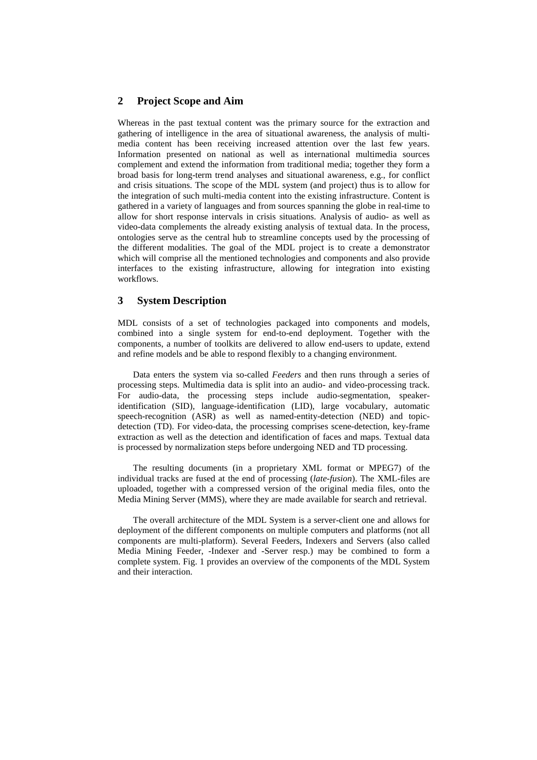## 2 Project Scope and Aim

Whereas in the past textual content was the primary source for the extraction and gathering of intelligence in the area of situational awareness, the analysis of multi-media content has been receiving increased attention over the last few years. Information presented on national as well as international multimedia sources complement and extend the information from traditional media; together they form a broad basis for long-term trend analyses and situational awareness, e.g., for conflict and crisis situations. The scope of the MDL system (and project) thus is to allow for the integration of such multi-media content into the existing infrastructure. Content is gathered in a variety of languages and from sources spanning the globe in real-time to allow for short response intervals in crisis situations. Analysis of audio- as well as video-data complements the already existing analysis of textual data. In the process, ontologies serve as the central hub to streamline concepts used by the processing of the different modalities. The goal of the MDL project is to create a demonstrator which will comprise all the mentioned technologies and components and also provide interfaces to the existing infrastructure, allowing for integration into existing workflows.

## 3 System Description

MDL consists of a set of technologies packaged into components and models, combined into a single system for end-to-end deployment. Together with the components, a number of toolkits are delivered to allow end-users to update, extend and refine models and be able to respond flexibly to a changing environment.

Data enters the system via so-called *Feeders* and then runs through a series of processing steps. Multimedia data is split into an audio- and video-processing track. For audio-data, the processing steps include audio-segmentation, speaker-identification (SID), language-identification (LID), large vocabulary, automatic speech-recognition (ASR) as well as named-entity-detection (NED) and topic-detection (TD). For video-data, the processing comprises scene-detection, key-frame extraction as well as the detection and identification of faces and maps. Textual data is processed by normalization steps before undergoing NED and TD processing.

The resulting documents (in a proprietary XML format or MPEG7) of the individual tracks are fused at the end of processing (*late-fusion*). The XML-files are uploaded, together with a compressed version of the original media files, onto the Media Mining Server (MMS), where they are made available for search and retrieval.

The overall architecture of the MDL System is a server-client one and allows for deployment of the different components on multiple computers and platforms (not all components are multi-platform). Several Feeders, Indexers and Servers (also called Media Mining Feeder, -Indexer and -Server resp.) may be combined to form a complete system. Fig. 1 provides an overview of the components of the MDL System and their interaction.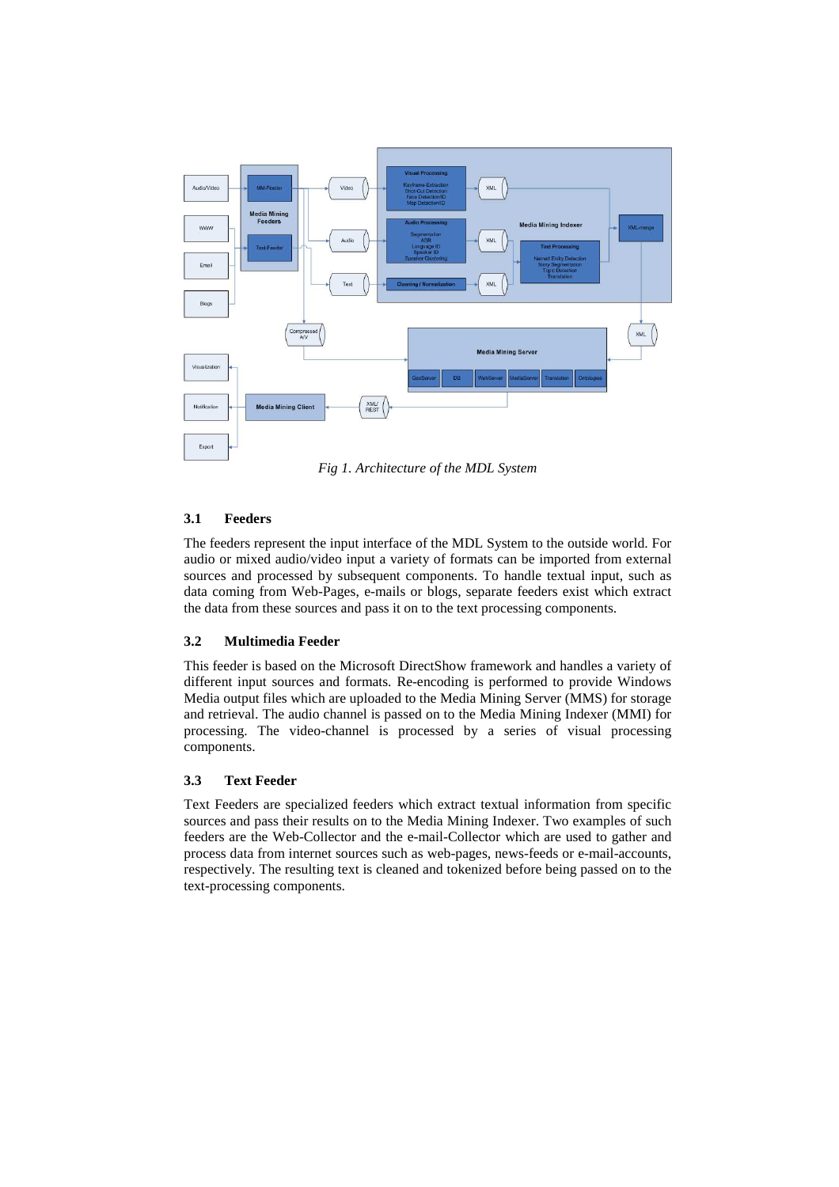*Fig 1. Architecture of the MDL System*

### 3.1 Feeders

The feeders represent the input interface of the MDL System to the outside world. For audio or mixed audio/video input a variety of formats can be imported from external sources and processed by subsequent components. To handle textual input, such as data coming from Web-Pages, e-mails or blogs, separate feeders exist which extract the data from these sources and pass it on to the text processing components.

### 3.2 Multimedia Feeder

This feeder is based on the Microsoft DirectShow framework and handles a variety of different input sources and formats. Re-encoding is performed to provide Windows Media output files which are uploaded to the Media Mining Server (MMS) for storage and retrieval. The audio channel is passed on to the Media Mining Indexer (MMI) for processing. The video-channel is processed by a series of visual processing components.

### 3.3 Text Feeder

Text Feeders are specialized feeders which extract textual information from specific sources and pass their results on to the Media Mining Indexer. Two examples of such feeders are the Web-Collector and the e-mail-Collector which are used to gather and process data from internet sources such as web-pages, news-feeds or e-mail-accounts, respectively. The resulting text is cleaned and tokenized before being passed on to the text-processing components.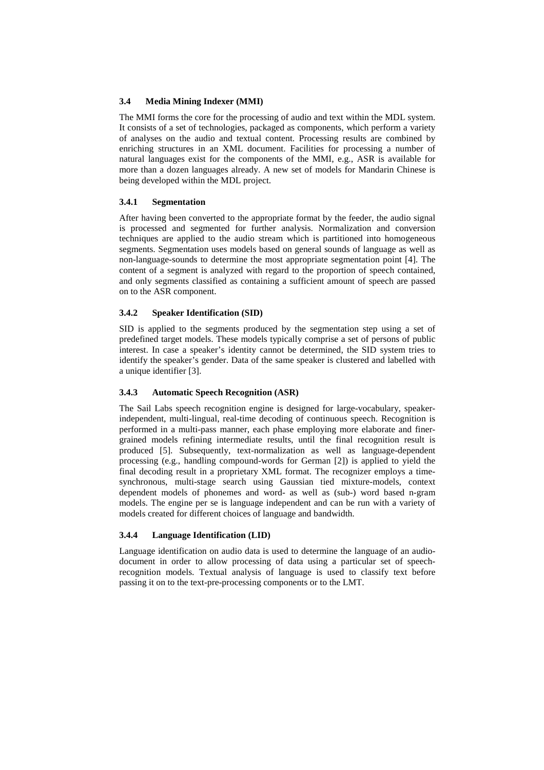### 3.4 Media Mining Indexer (MMI)

The MMI forms the core for the processing of audio and text within the MDL system. It consists of a set of technologies, packaged as components, which perform a variety of analyses on the audio and textual content. Processing results are combined by enriching structures in an XML document. Facilities for processing a number of natural languages exist for the components of the MMI, e.g., ASR is available for more than a dozen languages already. A new set of models for Mandarin Chinese is being developed within the MDL project.

#### 3.4.1 Segmentation

After having been converted to the appropriate format by the feeder, the audio signal is processed and segmented for further analysis. Normalization and conversion techniques are applied to the audio stream which is partitioned into homogeneous segments. Segmentation uses models based on general sounds of language as well as non-language-sounds to determine the most appropriate segmentation point [4]. The content of a segment is analyzed with regard to the proportion of speech contained, and only segments classified as containing a sufficient amount of speech are passed on to the ASR component.

#### 3.4.2 Speaker Identification (SID)

SID is applied to the segments produced by the segmentation step using a set of predefined target models. These models typically comprise a set of persons of public interest. In case a speaker's identity cannot be determined, the SID system tries to identify the speaker's gender. Data of the same speaker is clustered and labelled with a unique identifier [3].

#### 3.4.3 Automatic Speech Recognition (ASR)

The Sail Labs speech recognition engine is designed for large-vocabulary, speaker-independent, multi-lingual, real-time decoding of continuous speech. Recognition is performed in a multi-pass manner, each phase employing more elaborate and finer-grained models refining intermediate results, until the final recognition result is produced [5]. Subsequently, text-normalization as well as language-dependent processing (e.g., handling compound-words for German [2]) is applied to yield the final decoding result in a proprietary XML format. The recognizer employs a time-synchronous, multi-stage search using Gaussian tied mixture-models, context dependent models of phonemes and word- as well as (sub-) word based n-gram models. The engine per se is language independent and can be run with a variety of models created for different choices of language and bandwidth.

#### 3.4.4 Language Identification (LID)

Language identification on audio data is used to determine the language of an audio-document in order to allow processing of data using a particular set of speech-recognition models. Textual analysis of language is used to classify text before passing it on to the text-pre-processing components or to the LMT.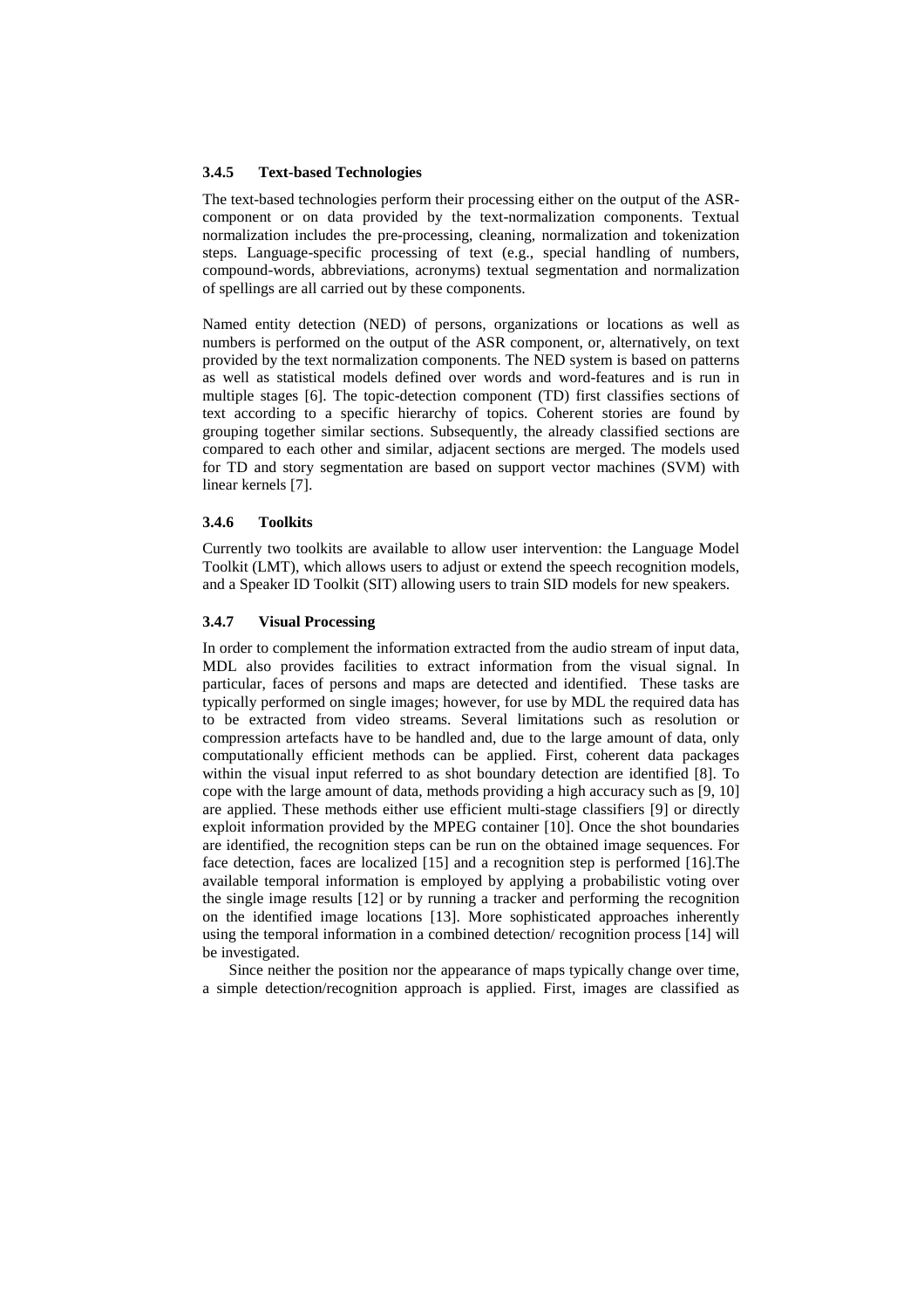### 3.4.5 Text-based Technologies

The text-based technologies perform their processing either on the output of the ASR-component or on data provided by the text-normalization components. Textual normalization includes the pre-processing, cleaning, normalization and tokenization steps. Language-specific processing of text (e.g., special handling of numbers, compound-words, abbreviations, acronyms) textual segmentation and normalization of spellings are all carried out by these components.

Named entity detection (NED) of persons, organizations or locations as well as numbers is performed on the output of the ASR component, or, alternatively, on text provided by the text normalization components. The NED system is based on patterns as well as statistical models defined over words and word-features and is run in multiple stages [6]. The topic-detection component (TD) first classifies sections of text according to a specific hierarchy of topics. Coherent stories are found by grouping together similar sections. Subsequently, the already classified sections are compared to each other and similar, adjacent sections are merged. The models used for TD and story segmentation are based on support vector machines (SVM) with linear kernels [7].

### 3.4.6 Toolkits

Currently two toolkits are available to allow user intervention: the Language Model Toolkit (LMT), which allows users to adjust or extend the speech recognition models, and a Speaker ID Toolkit (SIT) allowing users to train SID models for new speakers.

### 3.4.7 Visual Processing

In order to complement the information extracted from the audio stream of input data, MDL also provides facilities to extract information from the visual signal. In particular, faces of persons and maps are detected and identified. These tasks are typically performed on single images; however, for use by MDL the required data has to be extracted from video streams. Several limitations such as resolution or compression artefacts have to be handled and, due to the large amount of data, only computationally efficient methods can be applied. First, coherent data packages within the visual input referred to as shot boundary detection are identified [8]. To cope with the large amount of data, methods providing a high accuracy such as [9, 10] are applied. These methods either use efficient multi-stage classifiers [9] or directly exploit information provided by the MPEG container [10]. Once the shot boundaries are identified, the recognition steps can be run on the obtained image sequences. For face detection, faces are localized [15] and a recognition step is performed [16].The available temporal information is employed by applying a probabilistic voting over the single image results [12] or by running a tracker and performing the recognition on the identified image locations [13]. More sophisticated approaches inherently using the temporal information in a combined detection/ recognition process [14] will be investigated.

Since neither the position nor the appearance of maps typically change over time, a simple detection/recognition approach is applied. First, images are classified as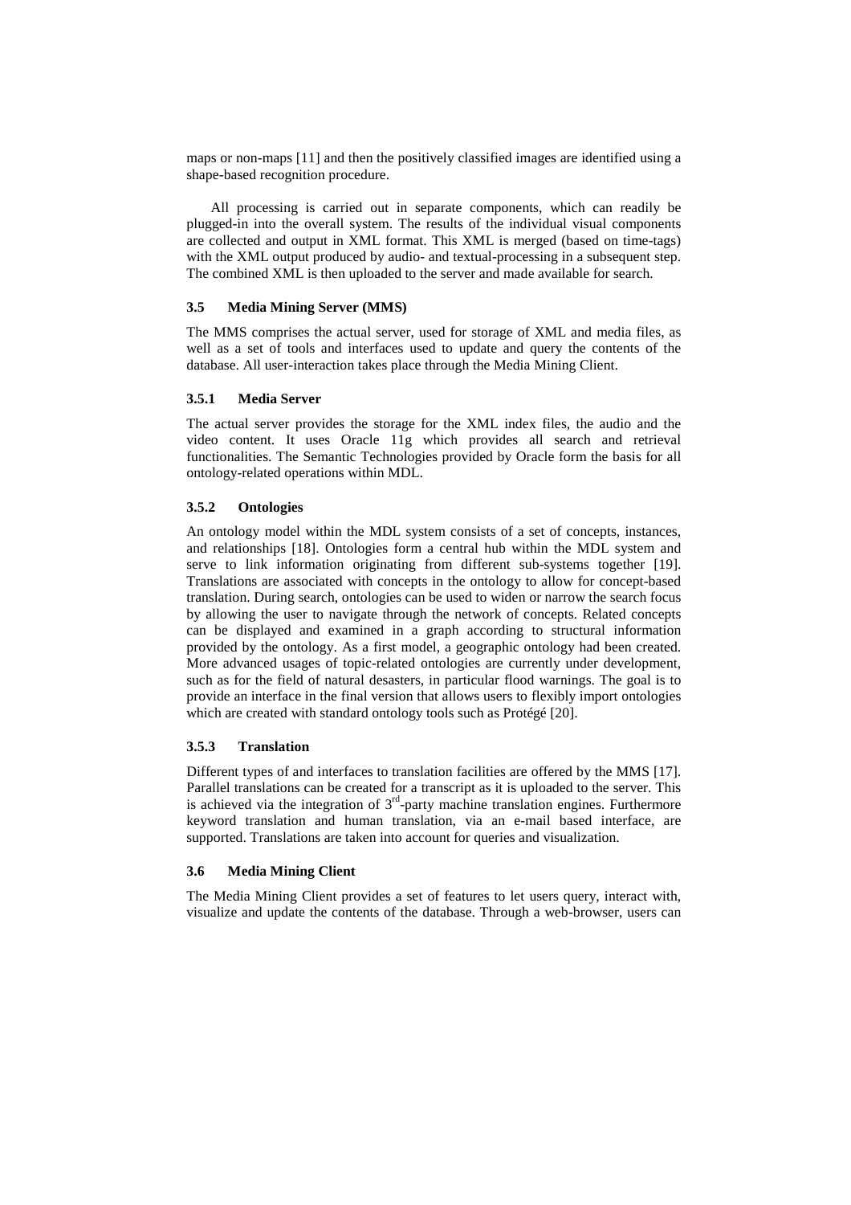maps or non-maps [11] and then the positively classified images are identified using a shape-based recognition procedure.

All processing is carried out in separate components, which can readily be plugged-in into the overall system. The results of the individual visual components are collected and output in XML format. This XML is merged (based on time-tags) with the XML output produced by audio- and textual-processing in a subsequent step. The combined XML is then uploaded to the server and made available for search.

### 3.5 Media Mining Server (MMS)

The MMS comprises the actual server, used for storage of XML and media files, as well as a set of tools and interfaces used to update and query the contents of the database. All user-interaction takes place through the Media Mining Client.

#### 3.5.1 Media Server

The actual server provides the storage for the XML index files, the audio and the video content. It uses Oracle 11g which provides all search and retrieval functionalities. The Semantic Technologies provided by Oracle form the basis for all ontology-related operations within MDL.

#### 3.5.2 Ontologies

An ontology model within the MDL system consists of a set of concepts, instances, and relationships [18]. Ontologies form a central hub within the MDL system and serve to link information originating from different sub-systems together [19]. Translations are associated with concepts in the ontology to allow for concept-based translation. During search, ontologies can be used to widen or narrow the search focus by allowing the user to navigate through the network of concepts. Related concepts can be displayed and examined in a graph according to structural information provided by the ontology. As a first model, a geographic ontology had been created. More advanced usages of topic-related ontologies are currently under development, such as for the field of natural desasters, in particular flood warnings. The goal is to provide an interface in the final version that allows users to flexibly import ontologies which are created with standard ontology tools such as Protégé [20].

#### 3.5.3 Translation

Different types of and interfaces to translation facilities are offered by the MMS [17]. Parallel translations can be created for a transcript as it is uploaded to the server. This is achieved via the integration of 3rd-party machine translation engines. Furthermore keyword translation and human translation, via an e-mail based interface, are supported. Translations are taken into account for queries and visualization.

### 3.6 Media Mining Client

The Media Mining Client provides a set of features to let users query, interact with, visualize and update the contents of the database. Through a web-browser, users can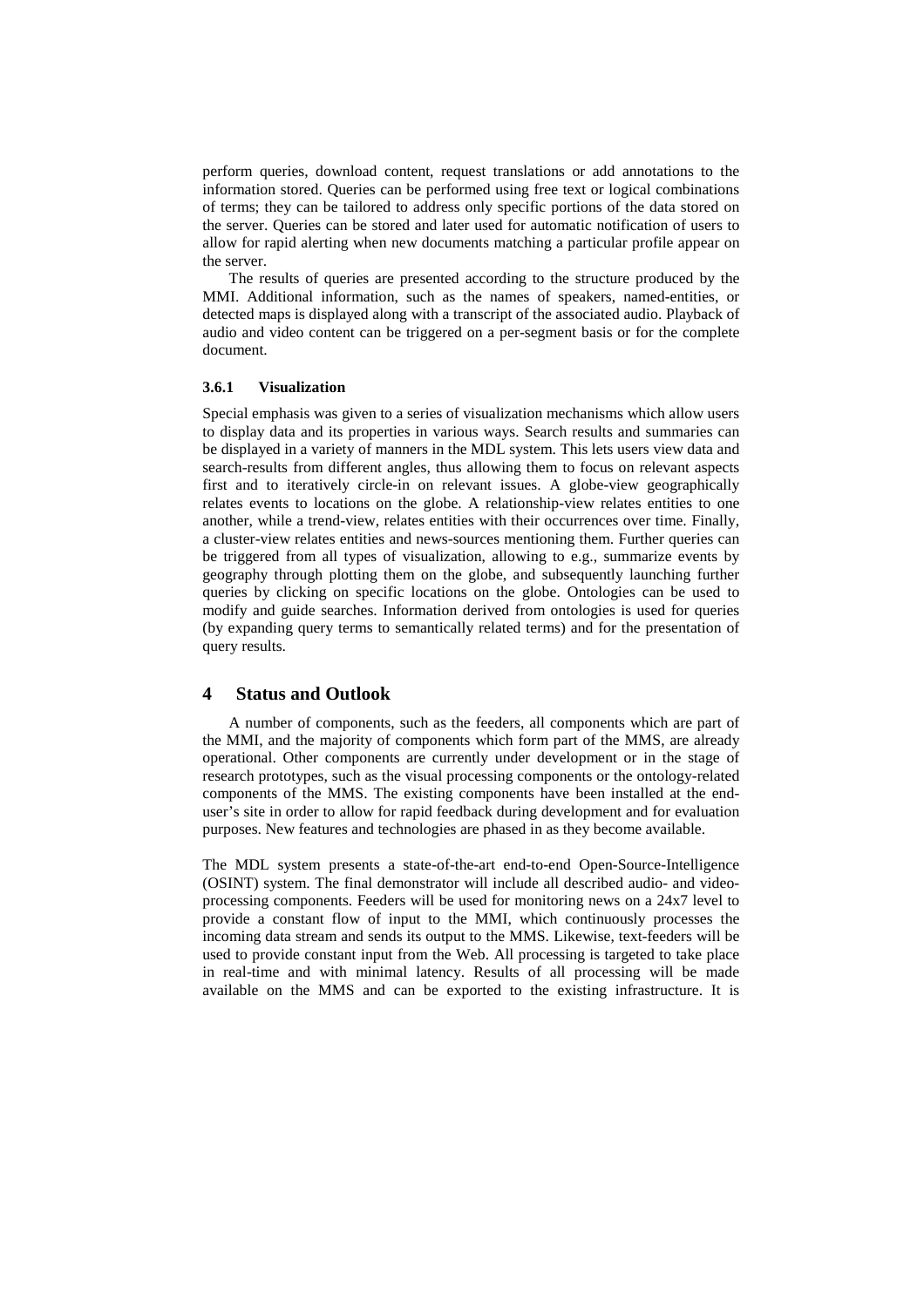perform queries, download content, request translations or add annotations to the information stored. Queries can be performed using free text or logical combinations of terms; they can be tailored to address only specific portions of the data stored on the server. Queries can be stored and later used for automatic notification of users to allow for rapid alerting when new documents matching a particular profile appear on the server.

The results of queries are presented according to the structure produced by the MMI. Additional information, such as the names of speakers, named-entities, or detected maps is displayed along with a transcript of the associated audio. Playback of audio and video content can be triggered on a per-segment basis or for the complete document.

#### 3.6.1 Visualization

Special emphasis was given to a series of visualization mechanisms which allow users to display data and its properties in various ways. Search results and summaries can be displayed in a variety of manners in the MDL system. This lets users view data and search-results from different angles, thus allowing them to focus on relevant aspects first and to iteratively circle-in on relevant issues. A globe-view geographically relates events to locations on the globe. A relationship-view relates entities to one another, while a trend-view, relates entities with their occurrences over time. Finally, a cluster-view relates entities and news-sources mentioning them. Further queries can be triggered from all types of visualization, allowing to e.g., summarize events by geography through plotting them on the globe, and subsequently launching further queries by clicking on specific locations on the globe. Ontologies can be used to modify and guide searches. Information derived from ontologies is used for queries (by expanding query terms to semantically related terms) and for the presentation of query results.

## 4 Status and Outlook

A number of components, such as the feeders, all components which are part of the MMI, and the majority of components which form part of the MMS, are already operational. Other components are currently under development or in the stage of research prototypes, such as the visual processing components or the ontology-related components of the MMS. The existing components have been installed at the end-user's site in order to allow for rapid feedback during development and for evaluation purposes. New features and technologies are phased in as they become available.

The MDL system presents a state-of-the-art end-to-end Open-Source-Intelligence (OSINT) system. The final demonstrator will include all described audio- and video-processing components. Feeders will be used for monitoring news on a 24x7 level to provide a constant flow of input to the MMI, which continuously processes the incoming data stream and sends its output to the MMS. Likewise, text-feeders will be used to provide constant input from the Web. All processing is targeted to take place in real-time and with minimal latency. Results of all processing will be made available on the MMS and can be exported to the existing infrastructure. It is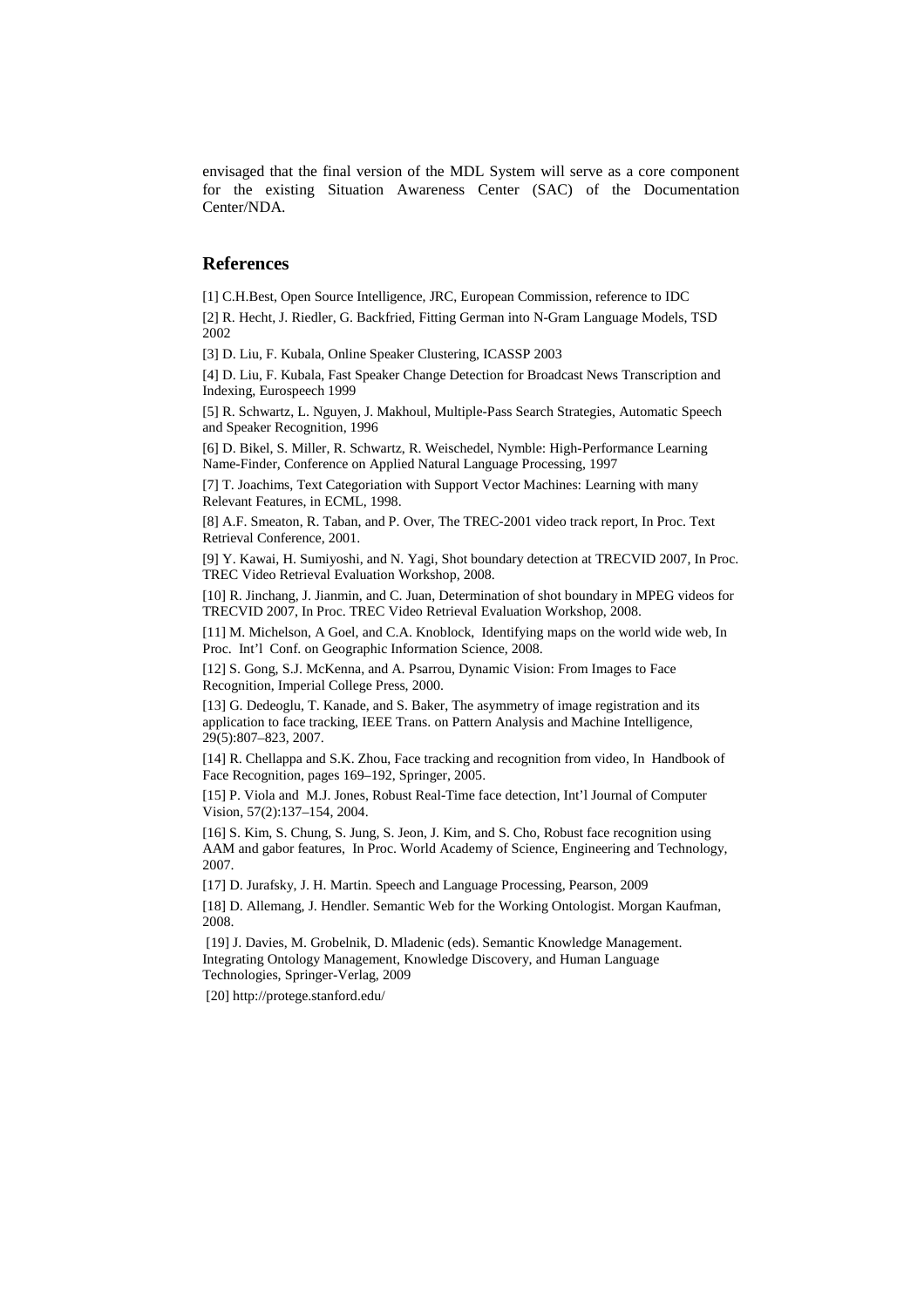envisaged that the final version of the MDL System will serve as a core component for the existing Situation Awareness Center (SAC) of the Documentation Center/NDA.

## References

[1] C.H.Best, Open Source Intelligence, JRC, European Commission, reference to IDC

[2] R. Hecht, J. Riedler, G. Backfried, Fitting German into N-Gram Language Models, TSD 2002

[3] D. Liu, F. Kubala, Online Speaker Clustering, ICASSP 2003

[4] D. Liu, F. Kubala, Fast Speaker Change Detection for Broadcast News Transcription and Indexing, Eurospeech 1999

[5] R. Schwartz, L. Nguyen, J. Makhoul, Multiple-Pass Search Strategies, Automatic Speech and Speaker Recognition, 1996

[6] D. Bikel, S. Miller, R. Schwartz, R. Weischedel, Nymble: High-Performance Learning Name-Finder, Conference on Applied Natural Language Processing, 1997

[7] T. Joachims, Text Categoriation with Support Vector Machines: Learning with many Relevant Features, in ECML, 1998.

[8] A.F. Smeaton, R. Taban, and P. Over, The TREC-2001 video track report, In Proc. Text Retrieval Conference, 2001.

[9] Y. Kawai, H. Sumiyoshi, and N. Yagi, Shot boundary detection at TRECVID 2007, In Proc. TREC Video Retrieval Evaluation Workshop, 2008.

[10] R. Jinchang, J. Jianmin, and C. Juan, Determination of shot boundary in MPEG videos for TRECVID 2007, In Proc. TREC Video Retrieval Evaluation Workshop, 2008.

[11] M. Michelson, A Goel, and C.A. Knoblock, Identifying maps on the world wide web, In Proc. Int'l Conf. on Geographic Information Science, 2008.

[12] S. Gong, S.J. McKenna, and A. Psarrou, Dynamic Vision: From Images to Face Recognition, Imperial College Press, 2000.

[13] G. Dedeoglu, T. Kanade, and S. Baker, The asymmetry of image registration and its application to face tracking, IEEE Trans. on Pattern Analysis and Machine Intelligence, 29(5):807–823, 2007.

[14] R. Chellappa and S.K. Zhou, Face tracking and recognition from video, In Handbook of Face Recognition, pages 169–192, Springer, 2005.

[15] P. Viola and M.J. Jones, Robust Real-Time face detection, Int'l Journal of Computer Vision, 57(2):137–154, 2004.

[16] S. Kim, S. Chung, S. Jung, S. Jeon, J. Kim, and S. Cho, Robust face recognition using AAM and gabor features, In Proc. World Academy of Science, Engineering and Technology, 2007.

[17] D. Jurafsky, J. H. Martin. Speech and Language Processing, Pearson, 2009

[18] D. Allemang, J. Hendler. Semantic Web for the Working Ontologist. Morgan Kaufman, 2008.

[19] J. Davies, M. Grobelnik, D. Mladenic (eds). Semantic Knowledge Management. Integrating Ontology Management, Knowledge Discovery, and Human Language Technologies, Springer-Verlag, 2009

[20] http://protege.stanford.edu/